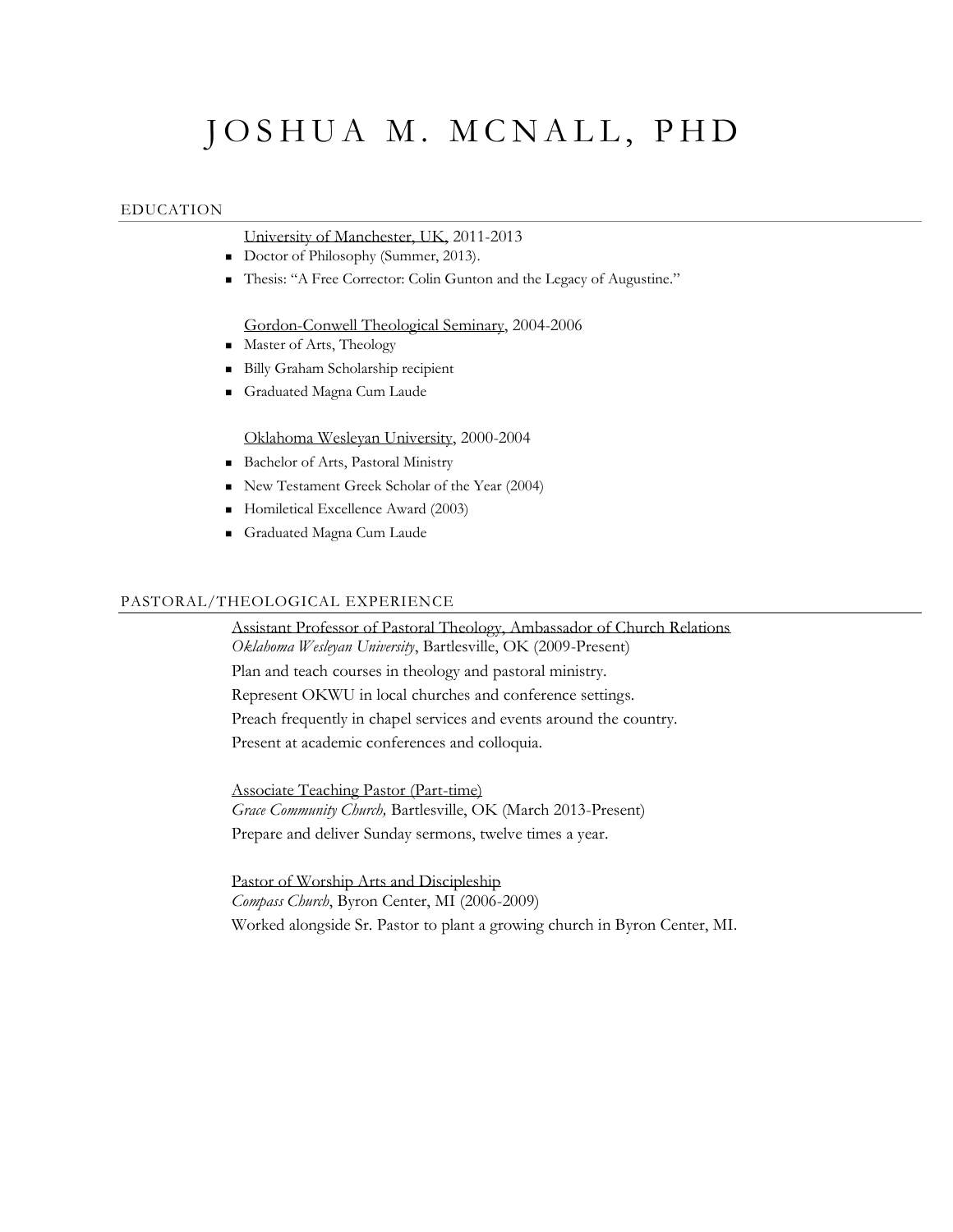# JOSHUA M. MCNALL, PHD

## EDUCATION

University of Manchester, UK, 2011-2013

- Doctor of Philosophy (Summer, 2013).
- Thesis: "A Free Corrector: Colin Gunton and the Legacy of Augustine."

Gordon-Conwell Theological Seminary, 2004-2006

- Master of Arts, Theology
- Billy Graham Scholarship recipient
- Graduated Magna Cum Laude

Oklahoma Wesleyan University, 2000-2004

- Bachelor of Arts, Pastoral Ministry
- New Testament Greek Scholar of the Year (2004)
- Homiletical Excellence Award (2003)
- Graduated Magna Cum Laude

## PASTORAL/THEOLOGICAL EXPERIENCE

Assistant Professor of Pastoral Theology, Ambassador of Church Relations
*Oklahoma Wesleyan University*, Bartlesville, OK (2009-Present)
Plan and teach courses in theology and pastoral ministry.
Represent OKWU in local churches and conference settings.
Preach frequently in chapel services and events around the country.
Present at academic conferences and colloquia.

Associate Teaching Pastor (Part-time)
*Grace Community Church,* Bartlesville, OK (March 2013-Present)
Prepare and deliver Sunday sermons, twelve times a year.

Pastor of Worship Arts and Discipleship
*Compass Church*, Byron Center, MI (2006-2009)
Worked alongside Sr. Pastor to plant a growing church in Byron Center, MI.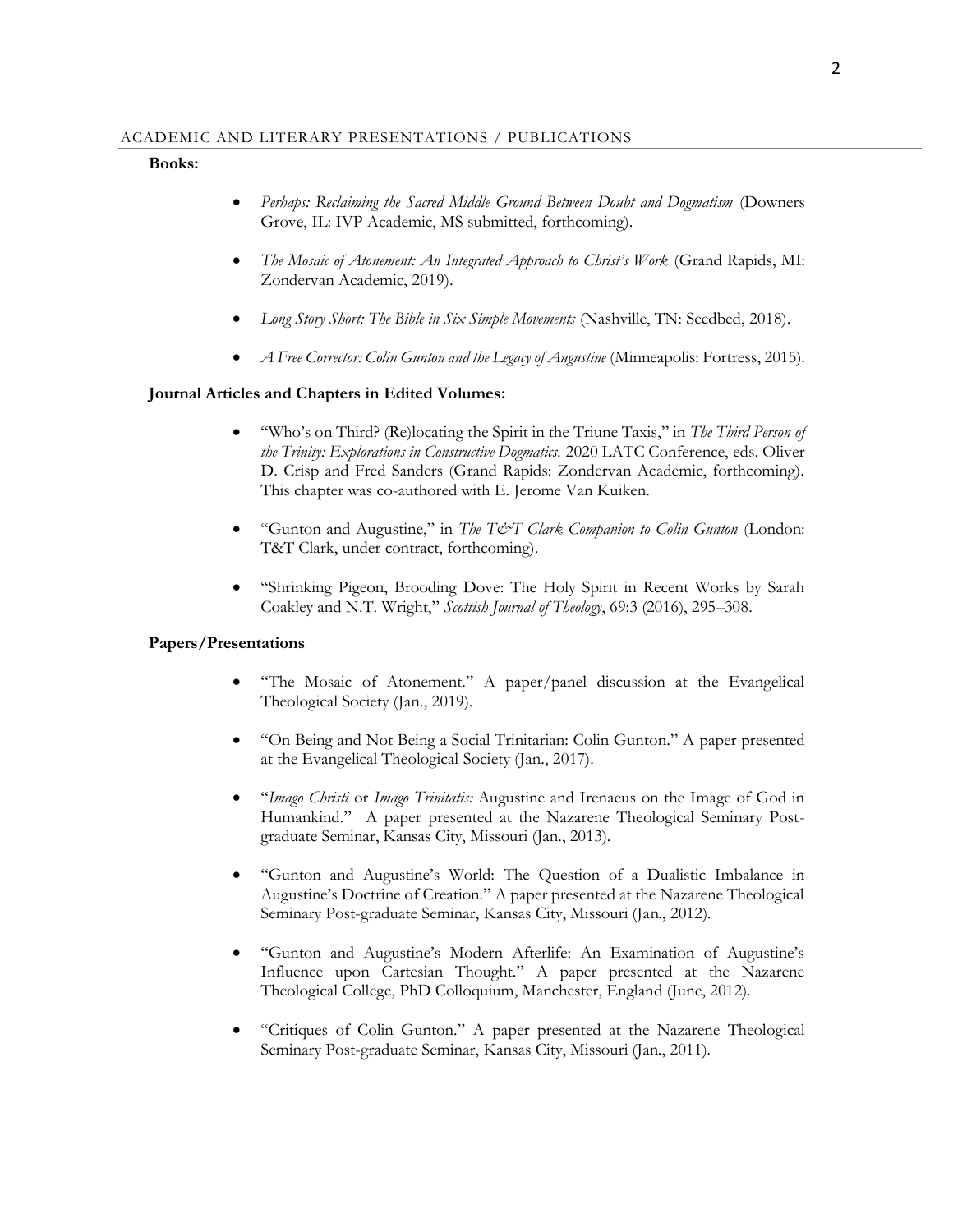## ACADEMIC AND LITERARY PRESENTATIONS / PUBLICATIONS

**Books:**

- *Perhaps: Reclaiming the Sacred Middle Ground Between Doubt and Dogmatism* (Downers Grove, IL: IVP Academic, MS submitted, forthcoming).
- *The Mosaic of Atonement: An Integrated Approach to Christ's Work* (Grand Rapids, MI: Zondervan Academic, 2019).
- *Long Story Short: The Bible in Six Simple Movements* (Nashville, TN: Seedbed, 2018).
- *A Free Corrector: Colin Gunton and the Legacy of Augustine* (Minneapolis: Fortress, 2015).

**Journal Articles and Chapters in Edited Volumes:**

- "Who's on Third? (Re)locating the Spirit in the Triune Taxis," in *The Third Person of the Trinity: Explorations in Constructive Dogmatics.* 2020 LATC Conference, eds. Oliver D. Crisp and Fred Sanders (Grand Rapids: Zondervan Academic, forthcoming). This chapter was co-authored with E. Jerome Van Kuiken.
- "Gunton and Augustine," in *The T&T Clark Companion to Colin Gunton* (London: T&T Clark, under contract, forthcoming).
- "Shrinking Pigeon, Brooding Dove: The Holy Spirit in Recent Works by Sarah Coakley and N.T. Wright," *Scottish Journal of Theology*, 69:3 (2016), 295–308.

**Papers/Presentations**

- "The Mosaic of Atonement." A paper/panel discussion at the Evangelical Theological Society (Jan., 2019).
- "On Being and Not Being a Social Trinitarian: Colin Gunton." A paper presented at the Evangelical Theological Society (Jan., 2017).
- "*Imago Christi* or *Imago Trinitatis:* Augustine and Irenaeus on the Image of God in Humankind." A paper presented at the Nazarene Theological Seminary Post-graduate Seminar, Kansas City, Missouri (Jan., 2013).
- "Gunton and Augustine's World: The Question of a Dualistic Imbalance in Augustine's Doctrine of Creation." A paper presented at the Nazarene Theological Seminary Post-graduate Seminar, Kansas City, Missouri (Jan., 2012).
- "Gunton and Augustine's Modern Afterlife: An Examination of Augustine's Influence upon Cartesian Thought." A paper presented at the Nazarene Theological College, PhD Colloquium, Manchester, England (June, 2012).
- "Critiques of Colin Gunton." A paper presented at the Nazarene Theological Seminary Post-graduate Seminar, Kansas City, Missouri (Jan., 2011).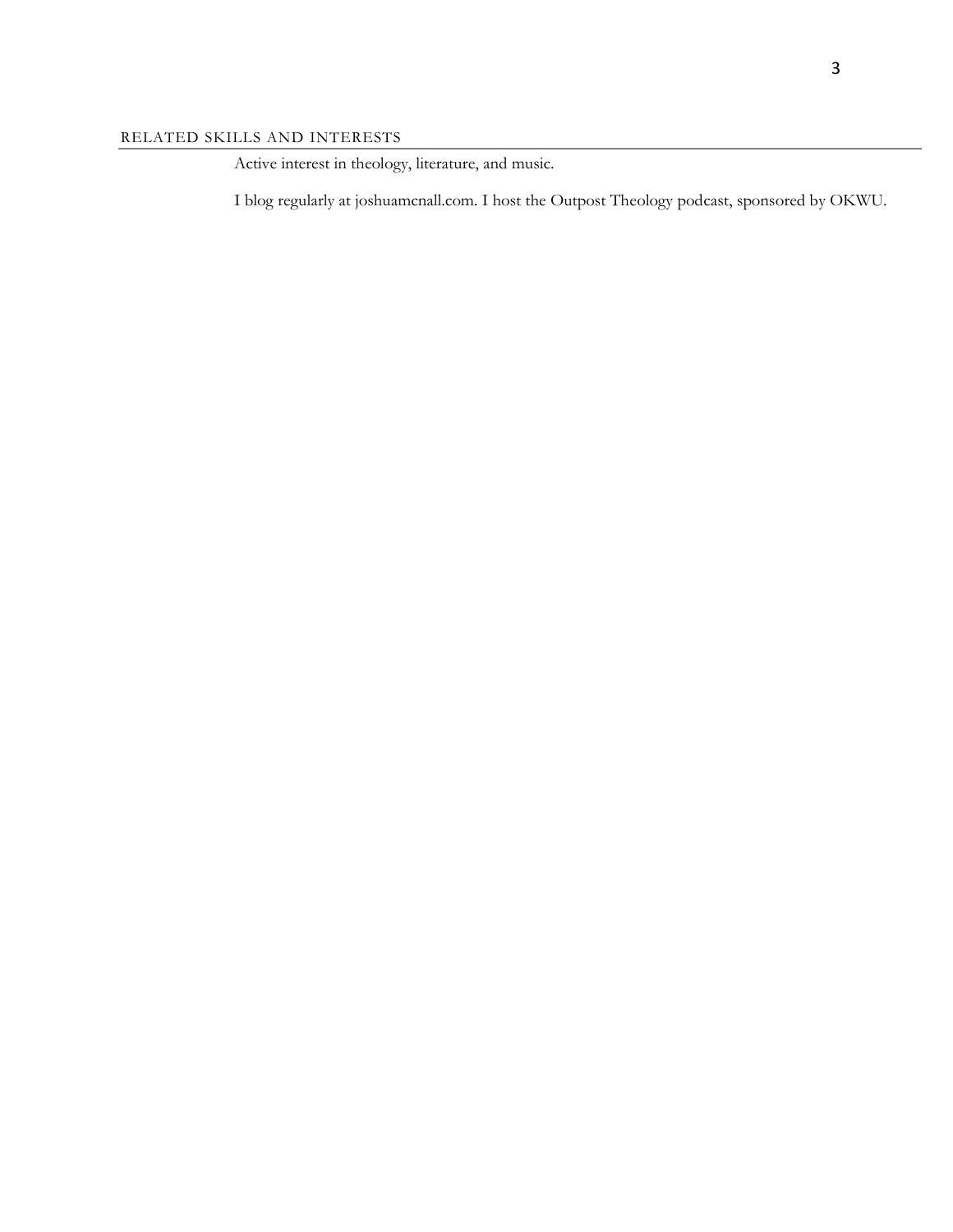## RELATED SKILLS AND INTERESTS

Active interest in theology, literature, and music.

I blog regularly at joshuamcnall.com. I host the Outpost Theology podcast, sponsored by OKWU.